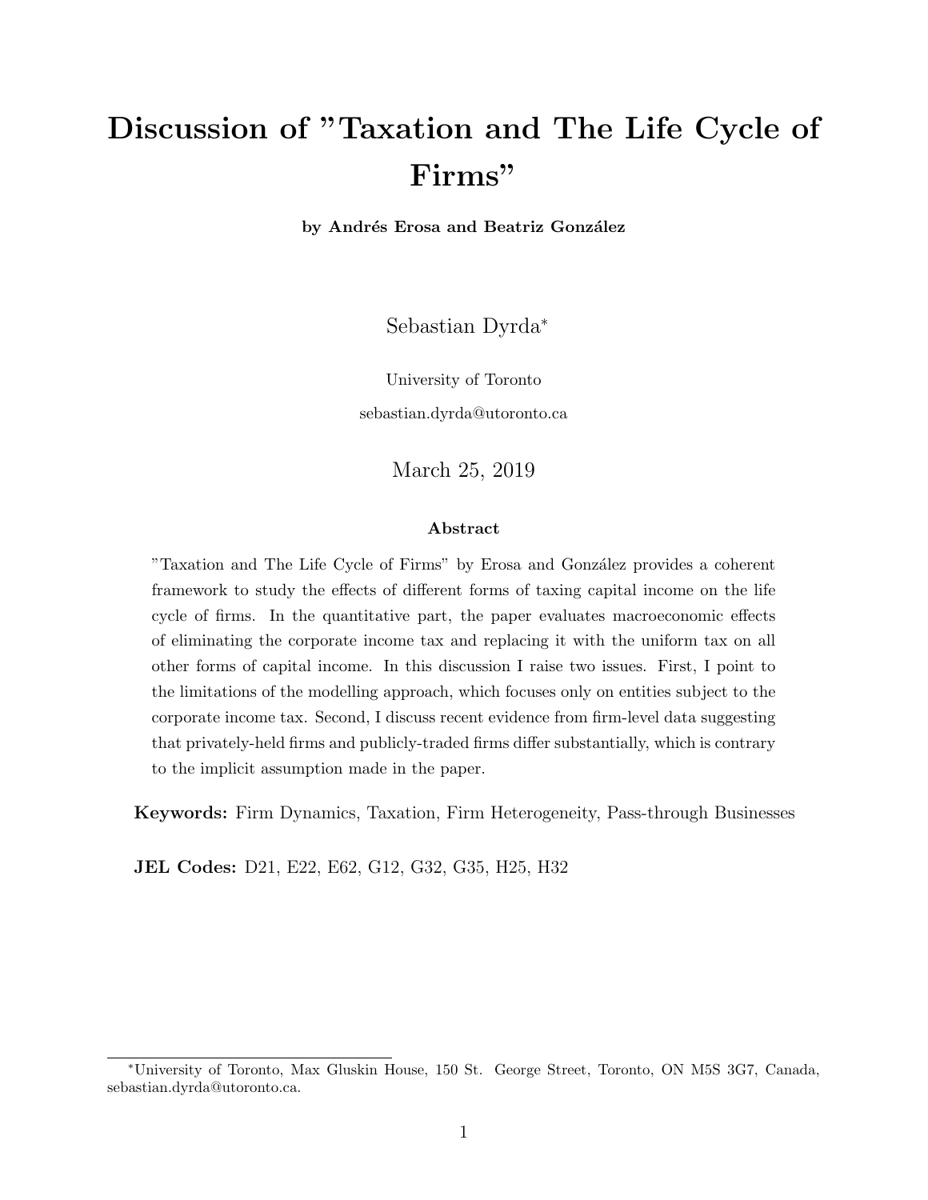# Discussion of "Taxation and The Life Cycle of Firms"

**by Andrés Erosa and Beatriz González**

Sebastian Dyrda[*]

University of Toronto

sebastian.dyrda@utoronto.ca

March 25, 2019

### Abstract

"Taxation and The Life Cycle of Firms" by Erosa and González provides a coherent framework to study the effects of different forms of taxing capital income on the life cycle of firms. In the quantitative part, the paper evaluates macroeconomic effects of eliminating the corporate income tax and replacing it with the uniform tax on all other forms of capital income. In this discussion I raise two issues. First, I point to the limitations of the modelling approach, which focuses only on entities subject to the corporate income tax. Second, I discuss recent evidence from firm-level data suggesting that privately-held firms and publicly-traded firms differ substantially, which is contrary to the implicit assumption made in the paper.

**Keywords:** Firm Dynamics, Taxation, Firm Heterogeneity, Pass-through Businesses

**JEL Codes:** D21, E22, E62, G12, G32, G35, H25, H32

[*] University of Toronto, Max Gluskin House, 150 St. George Street, Toronto, ON M5S 3G7, Canada, sebastian.dyrda@utoronto.ca.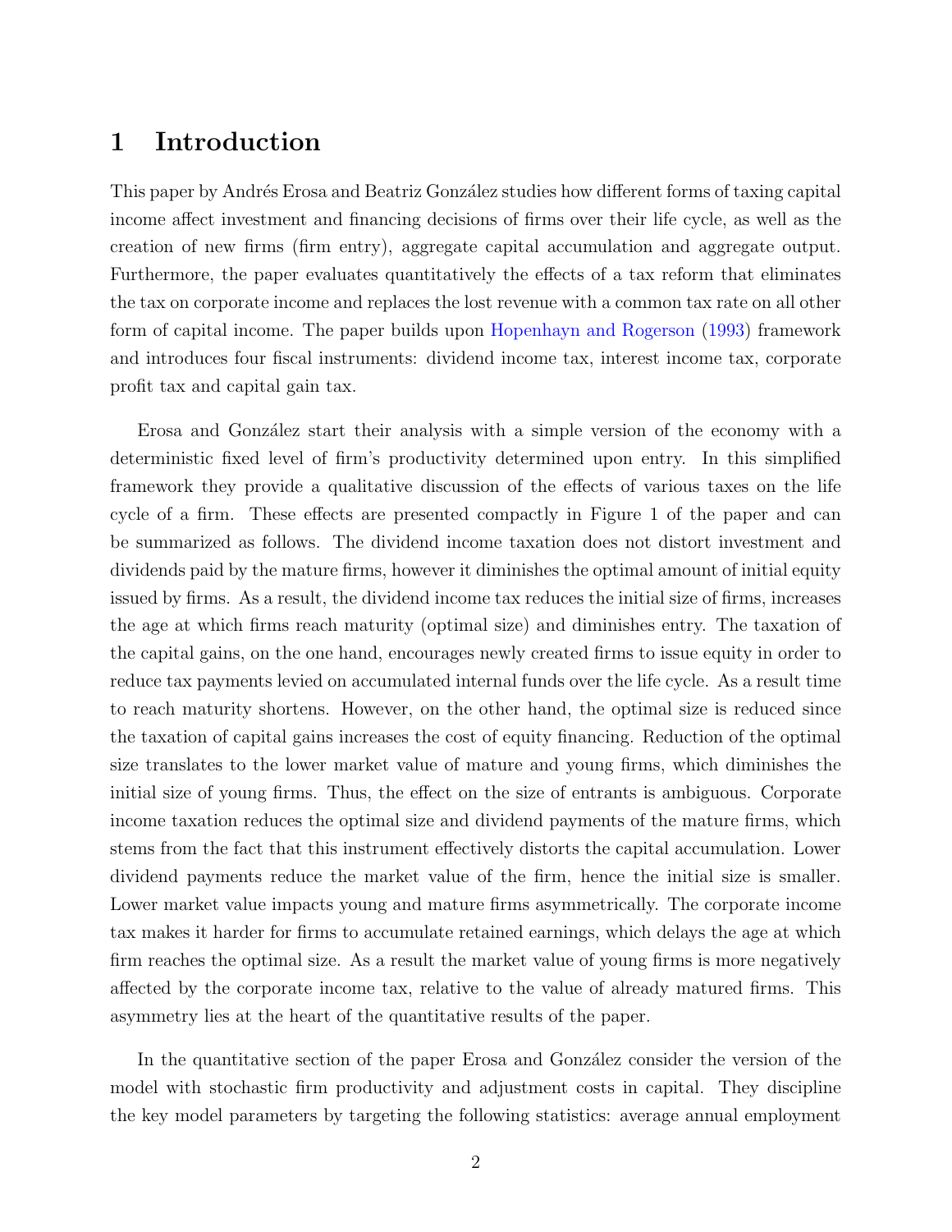# 1 Introduction

This paper by Andrés Erosa and Beatriz González studies how different forms of taxing capital income affect investment and financing decisions of firms over their life cycle, as well as the creation of new firms (firm entry), aggregate capital accumulation and aggregate output. Furthermore, the paper evaluates quantitatively the effects of a tax reform that eliminates the tax on corporate income and replaces the lost revenue with a common tax rate on all other form of capital income. The paper builds upon Hopenhayn and Rogerson (1993) framework and introduces four fiscal instruments: dividend income tax, interest income tax, corporate profit tax and capital gain tax.

Erosa and González start their analysis with a simple version of the economy with a deterministic fixed level of firm's productivity determined upon entry. In this simplified framework they provide a qualitative discussion of the effects of various taxes on the life cycle of a firm. These effects are presented compactly in Figure 1 of the paper and can be summarized as follows. The dividend income taxation does not distort investment and dividends paid by the mature firms, however it diminishes the optimal amount of initial equity issued by firms. As a result, the dividend income tax reduces the initial size of firms, increases the age at which firms reach maturity (optimal size) and diminishes entry. The taxation of the capital gains, on the one hand, encourages newly created firms to issue equity in order to reduce tax payments levied on accumulated internal funds over the life cycle. As a result time to reach maturity shortens. However, on the other hand, the optimal size is reduced since the taxation of capital gains increases the cost of equity financing. Reduction of the optimal size translates to the lower market value of mature and young firms, which diminishes the initial size of young firms. Thus, the effect on the size of entrants is ambiguous. Corporate income taxation reduces the optimal size and dividend payments of the mature firms, which stems from the fact that this instrument effectively distorts the capital accumulation. Lower dividend payments reduce the market value of the firm, hence the initial size is smaller. Lower market value impacts young and mature firms asymmetrically. The corporate income tax makes it harder for firms to accumulate retained earnings, which delays the age at which firm reaches the optimal size. As a result the market value of young firms is more negatively affected by the corporate income tax, relative to the value of already matured firms. This asymmetry lies at the heart of the quantitative results of the paper.

In the quantitative section of the paper Erosa and González consider the version of the model with stochastic firm productivity and adjustment costs in capital. They discipline the key model parameters by targeting the following statistics: average annual employment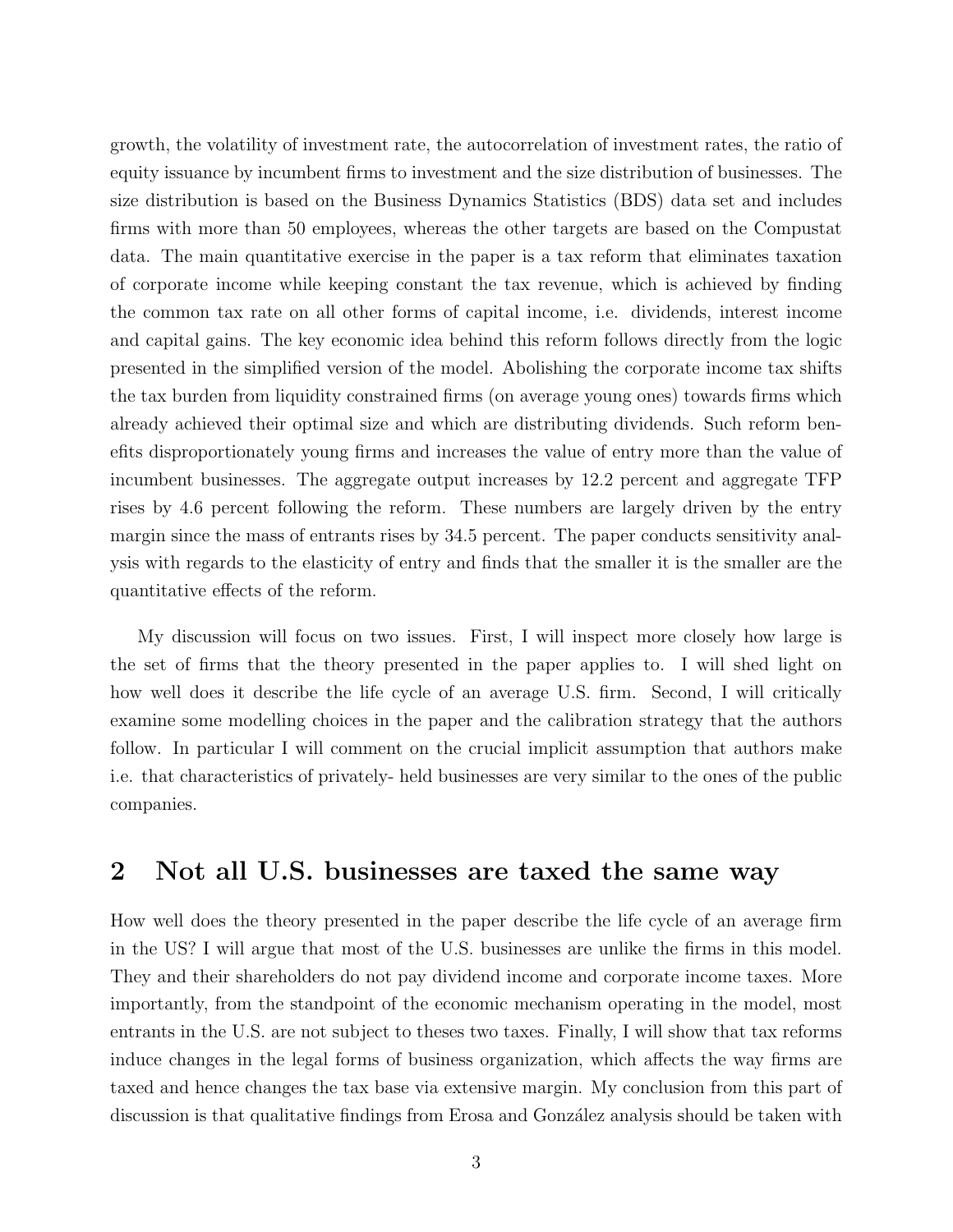growth, the volatility of investment rate, the autocorrelation of investment rates, the ratio of equity issuance by incumbent firms to investment and the size distribution of businesses. The size distribution is based on the Business Dynamics Statistics (BDS) data set and includes firms with more than 50 employees, whereas the other targets are based on the Compustat data. The main quantitative exercise in the paper is a tax reform that eliminates taxation of corporate income while keeping constant the tax revenue, which is achieved by finding the common tax rate on all other forms of capital income, i.e. dividends, interest income and capital gains. The key economic idea behind this reform follows directly from the logic presented in the simplified version of the model. Abolishing the corporate income tax shifts the tax burden from liquidity constrained firms (on average young ones) towards firms which already achieved their optimal size and which are distributing dividends. Such reform benefits disproportionately young firms and increases the value of entry more than the value of incumbent businesses. The aggregate output increases by 12.2 percent and aggregate TFP rises by 4.6 percent following the reform. These numbers are largely driven by the entry margin since the mass of entrants rises by 34.5 percent. The paper conducts sensitivity analysis with regards to the elasticity of entry and finds that the smaller it is the smaller are the quantitative effects of the reform.

My discussion will focus on two issues. First, I will inspect more closely how large is the set of firms that the theory presented in the paper applies to. I will shed light on how well does it describe the life cycle of an average U.S. firm. Second, I will critically examine some modelling choices in the paper and the calibration strategy that the authors follow. In particular I will comment on the crucial implicit assumption that authors make i.e. that characteristics of privately- held businesses are very similar to the ones of the public companies.

## 2 Not all U.S. businesses are taxed the same way

How well does the theory presented in the paper describe the life cycle of an average firm in the US? I will argue that most of the U.S. businesses are unlike the firms in this model. They and their shareholders do not pay dividend income and corporate income taxes. More importantly, from the standpoint of the economic mechanism operating in the model, most entrants in the U.S. are not subject to theses two taxes. Finally, I will show that tax reforms induce changes in the legal forms of business organization, which affects the way firms are taxed and hence changes the tax base via extensive margin. My conclusion from this part of discussion is that qualitative findings from Erosa and González analysis should be taken with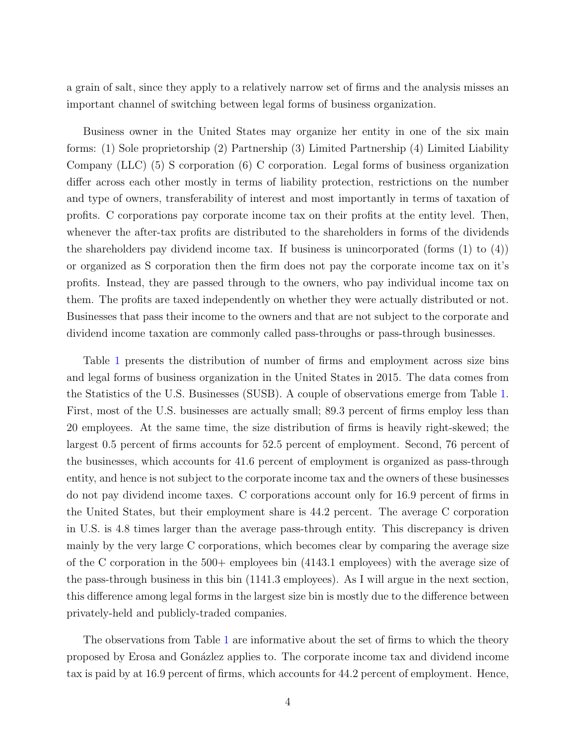a grain of salt, since they apply to a relatively narrow set of firms and the analysis misses an important channel of switching between legal forms of business organization.

Business owner in the United States may organize her entity in one of the six main forms: (1) Sole proprietorship (2) Partnership (3) Limited Partnership (4) Limited Liability Company (LLC) (5) S corporation (6) C corporation. Legal forms of business organization differ across each other mostly in terms of liability protection, restrictions on the number and type of owners, transferability of interest and most importantly in terms of taxation of profits. C corporations pay corporate income tax on their profits at the entity level. Then, whenever the after-tax profits are distributed to the shareholders in forms of the dividends the shareholders pay dividend income tax. If business is unincorporated (forms (1) to (4)) or organized as S corporation then the firm does not pay the corporate income tax on it's profits. Instead, they are passed through to the owners, who pay individual income tax on them. The profits are taxed independently on whether they were actually distributed or not. Businesses that pass their income to the owners and that are not subject to the corporate and dividend income taxation are commonly called pass-throughs or pass-through businesses.

Table 1 presents the distribution of number of firms and employment across size bins and legal forms of business organization in the United States in 2015. The data comes from the Statistics of the U.S. Businesses (SUSB). A couple of observations emerge from Table 1. First, most of the U.S. businesses are actually small; 89.3 percent of firms employ less than 20 employees. At the same time, the size distribution of firms is heavily right-skewed; the largest 0.5 percent of firms accounts for 52.5 percent of employment. Second, 76 percent of the businesses, which accounts for 41.6 percent of employment is organized as pass-through entity, and hence is not subject to the corporate income tax and the owners of these businesses do not pay dividend income taxes. C corporations account only for 16.9 percent of firms in the United States, but their employment share is 44.2 percent. The average C corporation in U.S. is 4.8 times larger than the average pass-through entity. This discrepancy is driven mainly by the very large C corporations, which becomes clear by comparing the average size of the C corporation in the 500+ employees bin (4143.1 employees) with the average size of the pass-through business in this bin (1141.3 employees). As I will argue in the next section, this difference among legal forms in the largest size bin is mostly due to the difference between privately-held and publicly-traded companies.

The observations from Table 1 are informative about the set of firms to which the theory proposed by Erosa and Gonázlez applies to. The corporate income tax and dividend income tax is paid by at 16.9 percent of firms, which accounts for 44.2 percent of employment. Hence,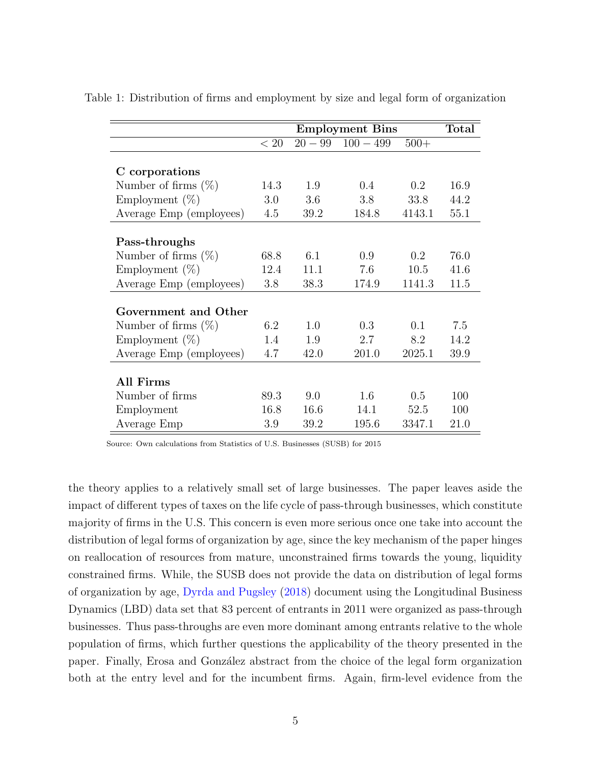Table 1: Distribution of firms and employment by size and legal form of organization

| | Employment Bins | | | | Total |
|---|---|---|---|---|---|
| | $< 20$ | $20 - 99$ | $100 - 499$ | $500+$ | |
| **C corporations** | | | | | |
| Number of firms (%) | 14.3 | 1.9 | 0.4 | 0.2 | 16.9 |
| Employment (%) | 3.0 | 3.6 | 3.8 | 33.8 | 44.2 |
| Average Emp (employees) | 4.5 | 39.2 | 184.8 | 4143.1 | 55.1 |
| **Pass-throughs** | | | | | |
| Number of firms (%) | 68.8 | 6.1 | 0.9 | 0.2 | 76.0 |
| Employment (%) | 12.4 | 11.1 | 7.6 | 10.5 | 41.6 |
| Average Emp (employees) | 3.8 | 38.3 | 174.9 | 1141.3 | 11.5 |
| **Government and Other** | | | | | |
| Number of firms (%) | 6.2 | 1.0 | 0.3 | 0.1 | 7.5 |
| Employment (%) | 1.4 | 1.9 | 2.7 | 8.2 | 14.2 |
| Average Emp (employees) | 4.7 | 42.0 | 201.0 | 2025.1 | 39.9 |
| **All Firms** | | | | | |
| Number of firms | 89.3 | 9.0 | 1.6 | 0.5 | 100 |
| Employment | 16.8 | 16.6 | 14.1 | 52.5 | 100 |
| Average Emp | 3.9 | 39.2 | 195.6 | 3347.1 | 21.0 |

Source: Own calculations from Statistics of U.S. Businesses (SUSB) for 2015

the theory applies to a relatively small set of large businesses. The paper leaves aside the impact of different types of taxes on the life cycle of pass-through businesses, which constitute majority of firms in the U.S. This concern is even more serious once one take into account the distribution of legal forms of organization by age, since the key mechanism of the paper hinges on reallocation of resources from mature, unconstrained firms towards the young, liquidity constrained firms. While, the SUSB does not provide the data on distribution of legal forms of organization by age, Dyrda and Pugsley (2018) document using the Longitudinal Business Dynamics (LBD) data set that 83 percent of entrants in 2011 were organized as pass-through businesses. Thus pass-throughs are even more dominant among entrants relative to the whole population of firms, which further questions the applicability of the theory presented in the paper. Finally, Erosa and González abstract from the choice of the legal form organization both at the entry level and for the incumbent firms. Again, firm-level evidence from the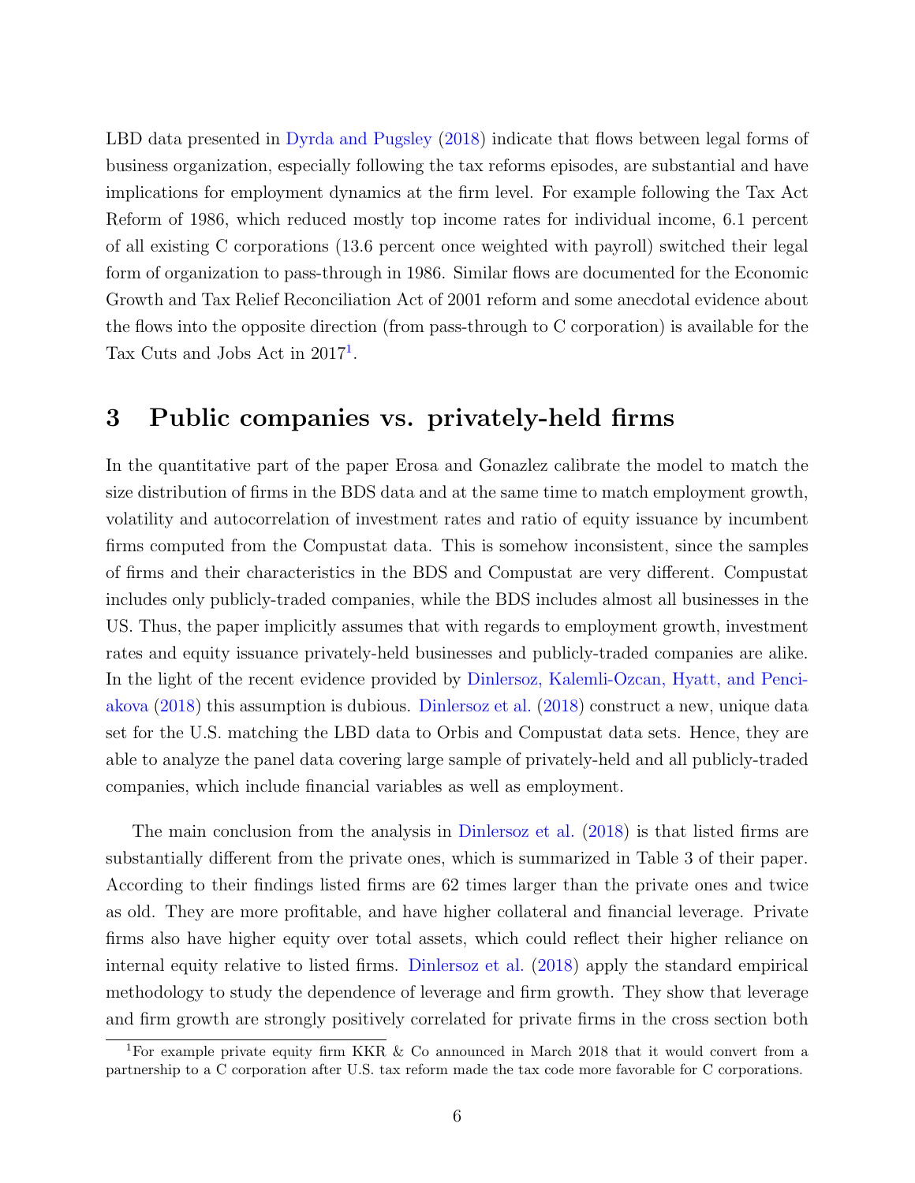LBD data presented in Dyrda and Pugsley (2018) indicate that flows between legal forms of business organization, especially following the tax reforms episodes, are substantial and have implications for employment dynamics at the firm level. For example following the Tax Act Reform of 1986, which reduced mostly top income rates for individual income, 6.1 percent of all existing C corporations (13.6 percent once weighted with payroll) switched their legal form of organization to pass-through in 1986. Similar flows are documented for the Economic Growth and Tax Relief Reconciliation Act of 2001 reform and some anecdotal evidence about the flows into the opposite direction (from pass-through to C corporation) is available for the Tax Cuts and Jobs Act in 2017[1].

# 3 Public companies vs. privately-held firms

In the quantitative part of the paper Erosa and Gonazlez calibrate the model to match the size distribution of firms in the BDS data and at the same time to match employment growth, volatility and autocorrelation of investment rates and ratio of equity issuance by incumbent firms computed from the Compustat data. This is somehow inconsistent, since the samples of firms and their characteristics in the BDS and Compustat are very different. Compustat includes only publicly-traded companies, while the BDS includes almost all businesses in the US. Thus, the paper implicitly assumes that with regards to employment growth, investment rates and equity issuance privately-held businesses and publicly-traded companies are alike. In the light of the recent evidence provided by Dinlersoz, Kalemli-Ozcan, Hyatt, and Penciakova (2018) this assumption is dubious. Dinlersoz et al. (2018) construct a new, unique data set for the U.S. matching the LBD data to Orbis and Compustat data sets. Hence, they are able to analyze the panel data covering large sample of privately-held and all publicly-traded companies, which include financial variables as well as employment.

The main conclusion from the analysis in Dinlersoz et al. (2018) is that listed firms are substantially different from the private ones, which is summarized in Table 3 of their paper. According to their findings listed firms are 62 times larger than the private ones and twice as old. They are more profitable, and have higher collateral and financial leverage. Private firms also have higher equity over total assets, which could reflect their higher reliance on internal equity relative to listed firms. Dinlersoz et al. (2018) apply the standard empirical methodology to study the dependence of leverage and firm growth. They show that leverage and firm growth are strongly positively correlated for private firms in the cross section both

[1] For example private equity firm KKR & Co announced in March 2018 that it would convert from a partnership to a C corporation after U.S. tax reform made the tax code more favorable for C corporations.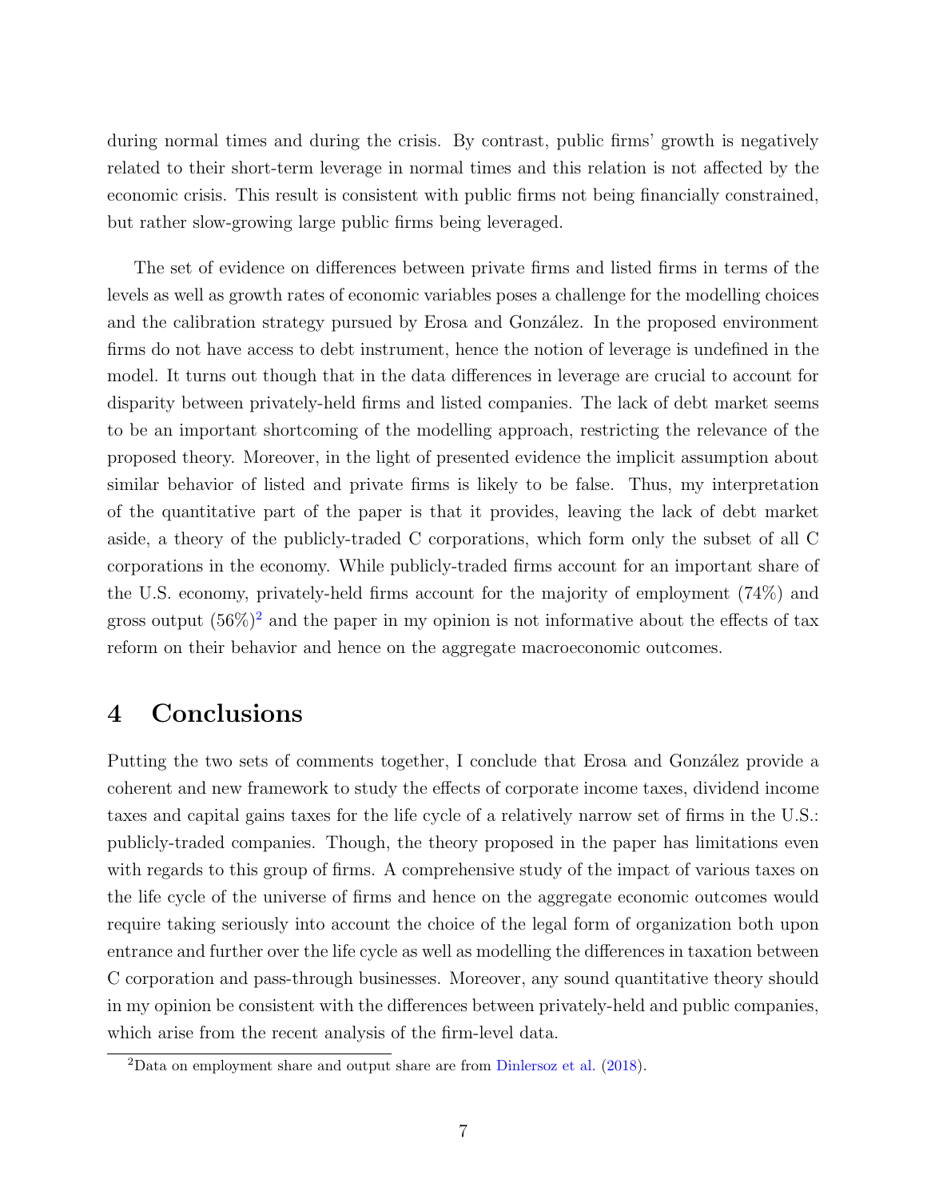during normal times and during the crisis. By contrast, public firms' growth is negatively related to their short-term leverage in normal times and this relation is not affected by the economic crisis. This result is consistent with public firms not being financially constrained, but rather slow-growing large public firms being leveraged.

The set of evidence on differences between private firms and listed firms in terms of the levels as well as growth rates of economic variables poses a challenge for the modelling choices and the calibration strategy pursued by Erosa and González. In the proposed environment firms do not have access to debt instrument, hence the notion of leverage is undefined in the model. It turns out though that in the data differences in leverage are crucial to account for disparity between privately-held firms and listed companies. The lack of debt market seems to be an important shortcoming of the modelling approach, restricting the relevance of the proposed theory. Moreover, in the light of presented evidence the implicit assumption about similar behavior of listed and private firms is likely to be false. Thus, my interpretation of the quantitative part of the paper is that it provides, leaving the lack of debt market aside, a theory of the publicly-traded C corporations, which form only the subset of all C corporations in the economy. While publicly-traded firms account for an important share of the U.S. economy, privately-held firms account for the majority of employment (74%) and gross output (56%)[2] and the paper in my opinion is not informative about the effects of tax reform on their behavior and hence on the aggregate macroeconomic outcomes.

# 4 Conclusions

Putting the two sets of comments together, I conclude that Erosa and González provide a coherent and new framework to study the effects of corporate income taxes, dividend income taxes and capital gains taxes for the life cycle of a relatively narrow set of firms in the U.S.: publicly-traded companies. Though, the theory proposed in the paper has limitations even with regards to this group of firms. A comprehensive study of the impact of various taxes on the life cycle of the universe of firms and hence on the aggregate economic outcomes would require taking seriously into account the choice of the legal form of organization both upon entrance and further over the life cycle as well as modelling the differences in taxation between C corporation and pass-through businesses. Moreover, any sound quantitative theory should in my opinion be consistent with the differences between privately-held and public companies, which arise from the recent analysis of the firm-level data.

[2] Data on employment share and output share are from Dinlersoz et al. (2018).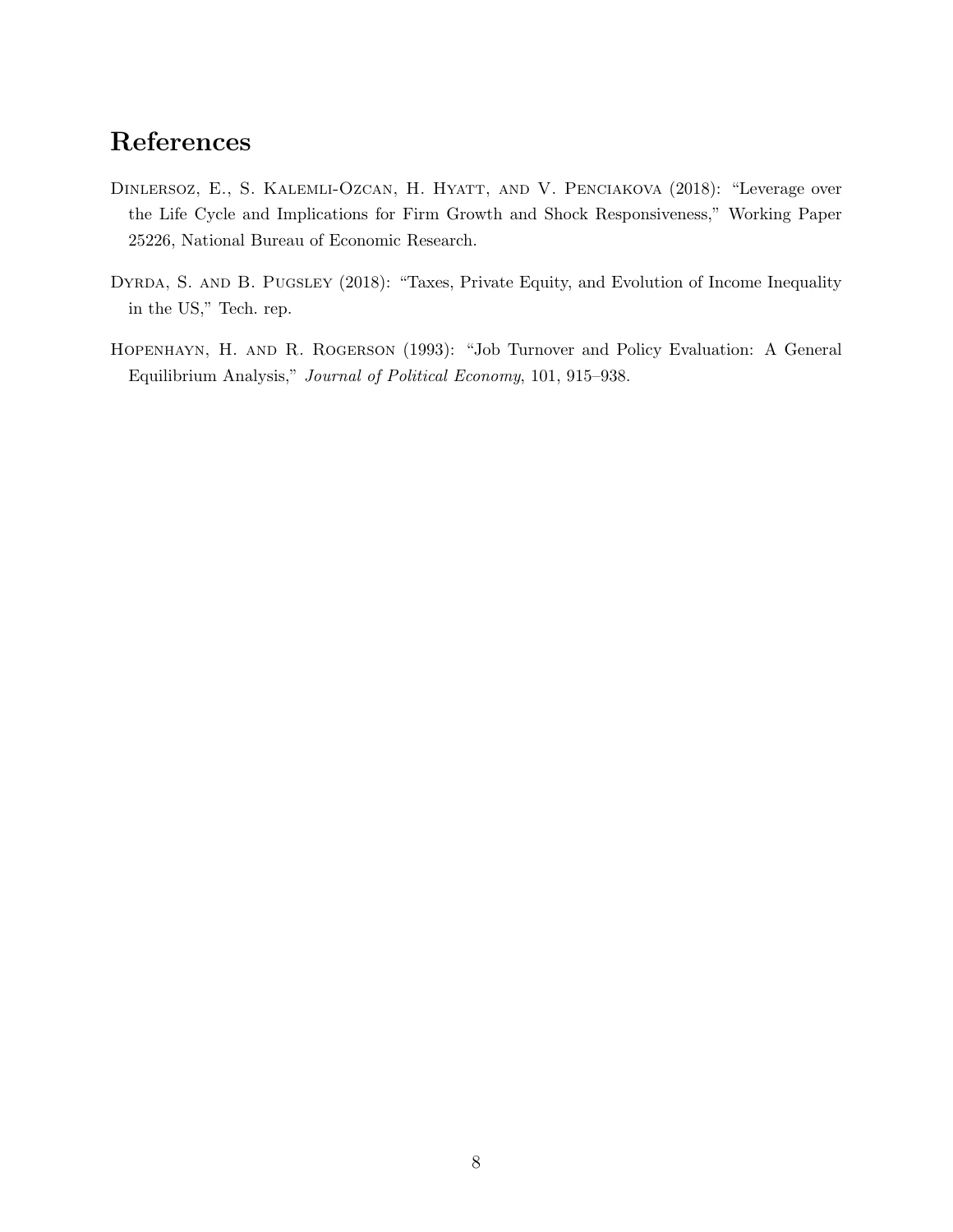# References

Dinlersoz, E., S. Kalemli-Ozcan, H. Hyatt, and V. Penciakova (2018): "Leverage over the Life Cycle and Implications for Firm Growth and Shock Responsiveness," Working Paper 25226, National Bureau of Economic Research.

Dyrda, S. and B. Pugsley (2018): "Taxes, Private Equity, and Evolution of Income Inequality in the US," Tech. rep.

Hopenhayn, H. and R. Rogerson (1993): "Job Turnover and Policy Evaluation: A General Equilibrium Analysis," *Journal of Political Economy*, 101, 915–938.